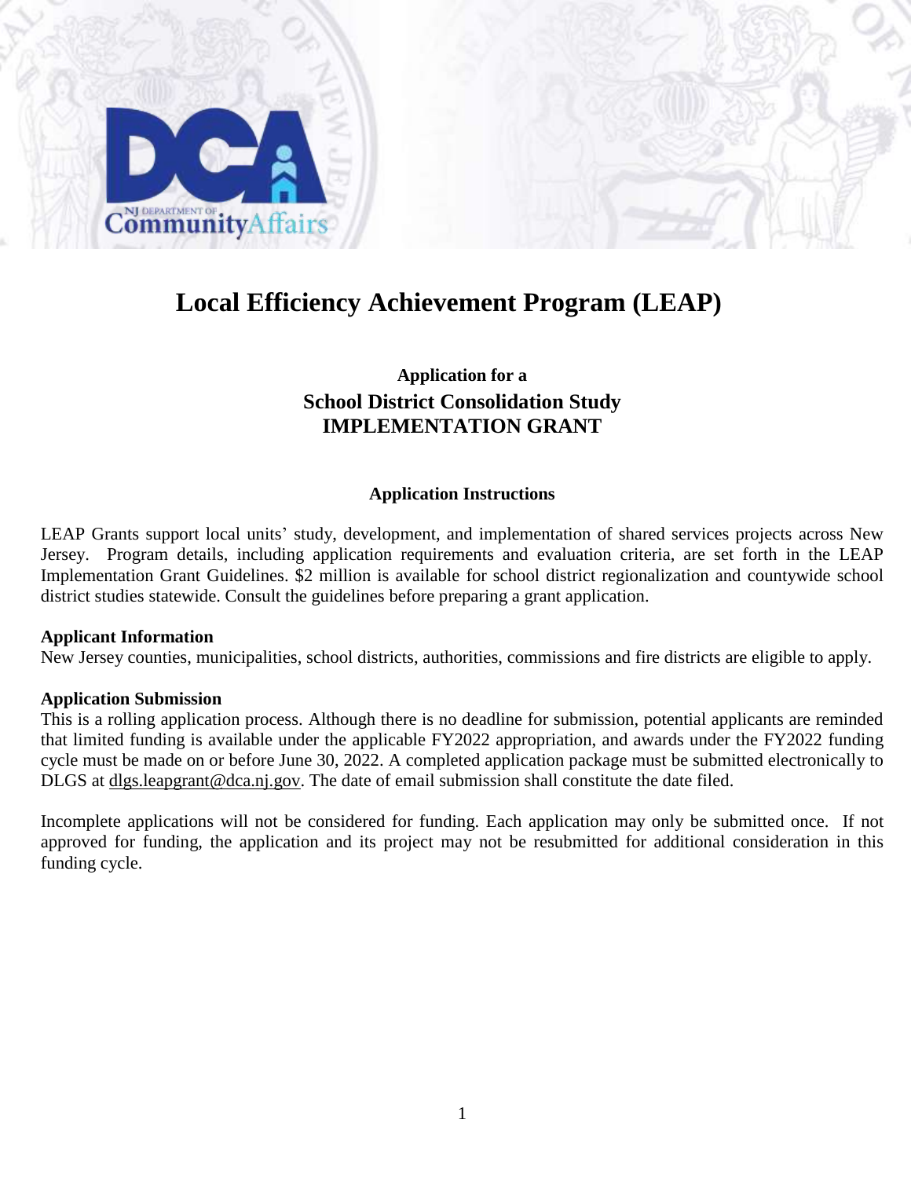# Local Efficiency Achievement Program (LEAP)

## Application for a
## School District Consolidation Study
## IMPLEMENTATION GRANT

### Application Instructions

LEAP Grants support local units' study, development, and implementation of shared services projects across New Jersey. Program details, including application requirements and evaluation criteria, are set forth in the LEAP Implementation Grant Guidelines. $2 million is available for school district regionalization and countywide school district studies statewide. Consult the guidelines before preparing a grant application.

**Applicant Information**

New Jersey counties, municipalities, school districts, authorities, commissions and fire districts are eligible to apply.

**Application Submission**

This is a rolling application process. Although there is no deadline for submission, potential applicants are reminded that limited funding is available under the applicable FY2022 appropriation, and awards under the FY2022 funding cycle must be made on or before June 30, 2022. A completed application package must be submitted electronically to DLGS at dlgs.leapgrant@dca.nj.gov. The date of email submission shall constitute the date filed.

Incomplete applications will not be considered for funding. Each application may only be submitted once. If not approved for funding, the application and its project may not be resubmitted for additional consideration in this funding cycle.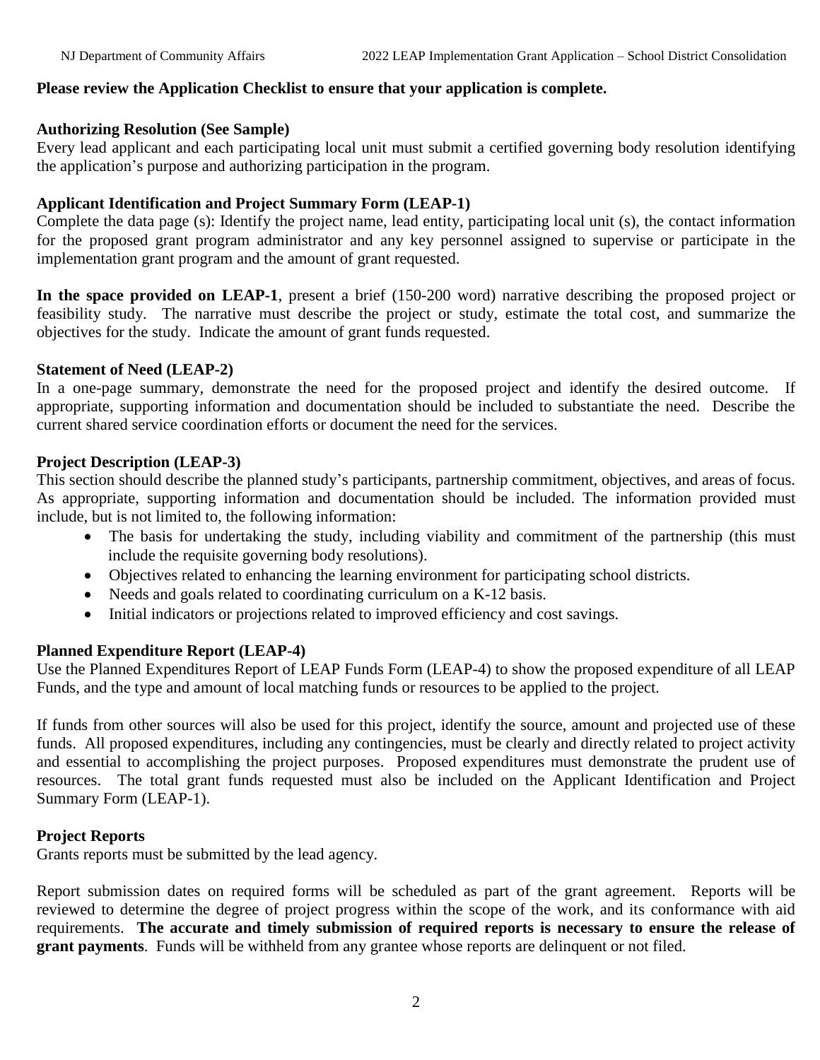**Please review the Application Checklist to ensure that your application is complete.**

**Authorizing Resolution (See Sample)**

Every lead applicant and each participating local unit must submit a certified governing body resolution identifying the application's purpose and authorizing participation in the program.

**Applicant Identification and Project Summary Form (LEAP-1)**

Complete the data page (s): Identify the project name, lead entity, participating local unit (s), the contact information for the proposed grant program administrator and any key personnel assigned to supervise or participate in the implementation grant program and the amount of grant requested.

**In the space provided on LEAP-1**, present a brief (150-200 word) narrative describing the proposed project or feasibility study. The narrative must describe the project or study, estimate the total cost, and summarize the objectives for the study. Indicate the amount of grant funds requested.

**Statement of Need (LEAP-2)**

In a one-page summary, demonstrate the need for the proposed project and identify the desired outcome. If appropriate, supporting information and documentation should be included to substantiate the need. Describe the current shared service coordination efforts or document the need for the services.

**Project Description (LEAP-3)**

This section should describe the planned study's participants, partnership commitment, objectives, and areas of focus. As appropriate, supporting information and documentation should be included. The information provided must include, but is not limited to, the following information:

- The basis for undertaking the study, including viability and commitment of the partnership (this must include the requisite governing body resolutions).
- Objectives related to enhancing the learning environment for participating school districts.
- Needs and goals related to coordinating curriculum on a K-12 basis.
- Initial indicators or projections related to improved efficiency and cost savings.

**Planned Expenditure Report (LEAP-4)**

Use the Planned Expenditures Report of LEAP Funds Form (LEAP-4) to show the proposed expenditure of all LEAP Funds, and the type and amount of local matching funds or resources to be applied to the project.

If funds from other sources will also be used for this project, identify the source, amount and projected use of these funds. All proposed expenditures, including any contingencies, must be clearly and directly related to project activity and essential to accomplishing the project purposes. Proposed expenditures must demonstrate the prudent use of resources. The total grant funds requested must also be included on the Applicant Identification and Project Summary Form (LEAP-1).

**Project Reports**

Grants reports must be submitted by the lead agency.

Report submission dates on required forms will be scheduled as part of the grant agreement. Reports will be reviewed to determine the degree of project progress within the scope of the work, and its conformance with aid requirements. **The accurate and timely submission of required reports is necessary to ensure the release of grant payments**. Funds will be withheld from any grantee whose reports are delinquent or not filed.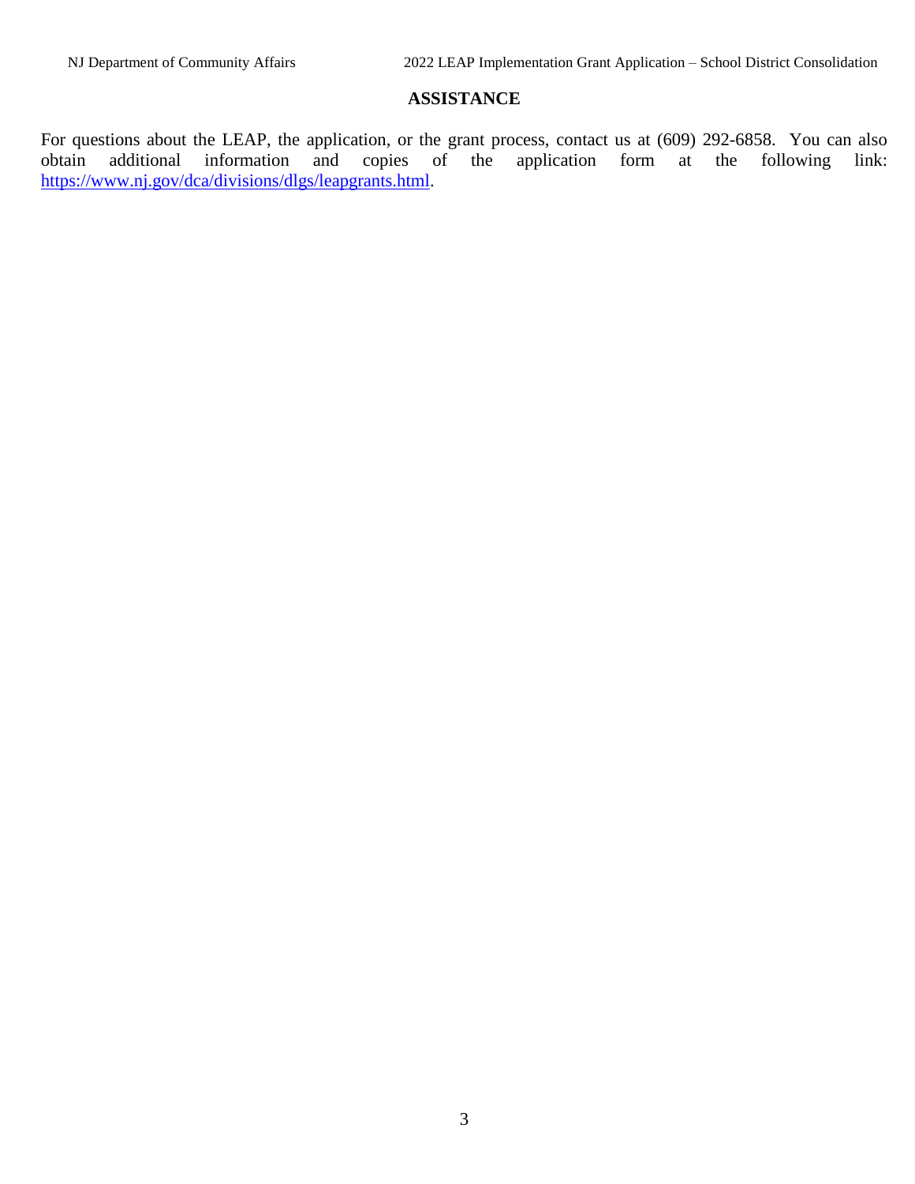## ASSISTANCE

For questions about the LEAP, the application, or the grant process, contact us at (609) 292-6858. You can also obtain additional information and copies of the application form at the following link: https://www.nj.gov/dca/divisions/dlgs/leapgrants.html.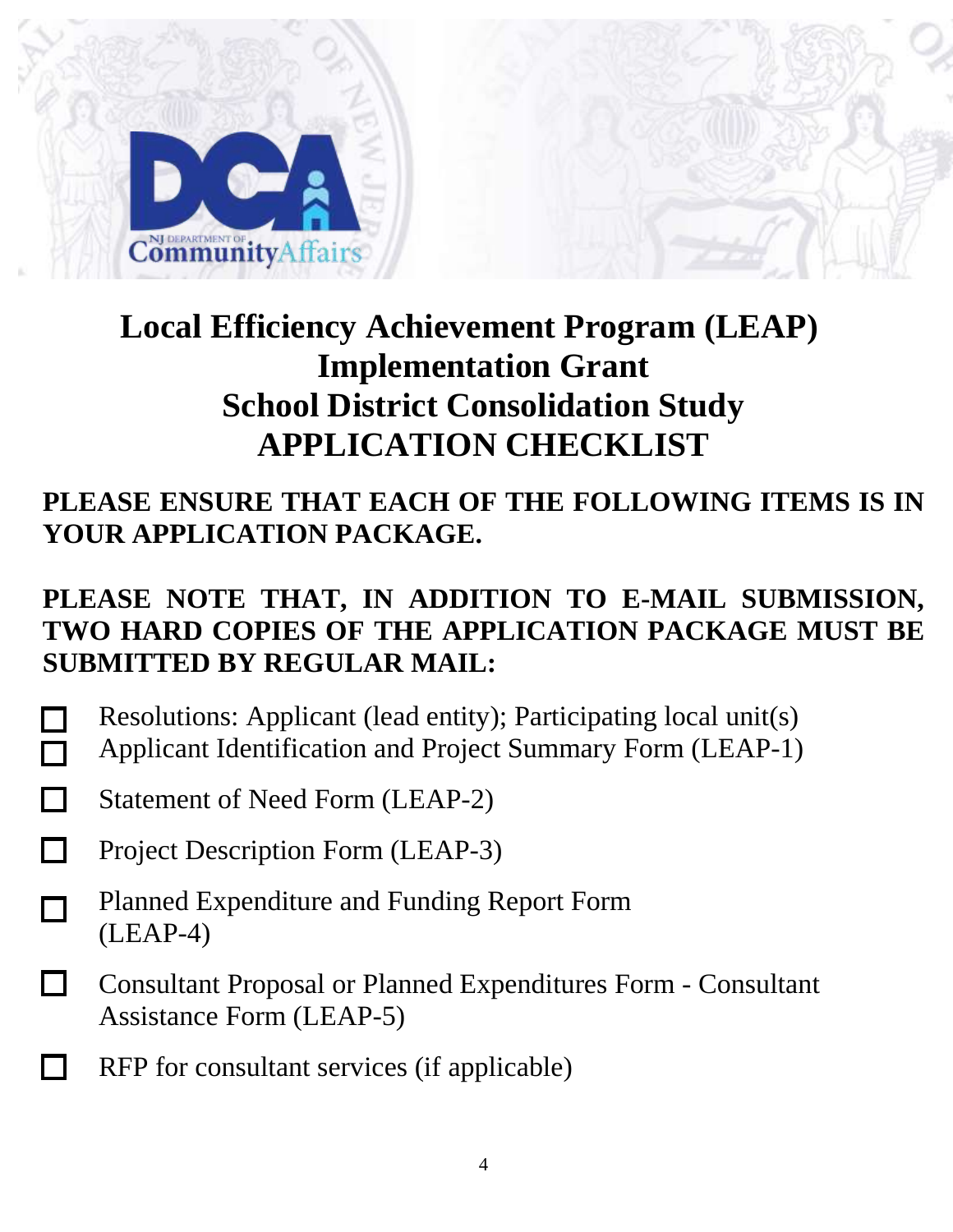# Local Efficiency Achievement Program (LEAP) Implementation Grant School District Consolidation Study APPLICATION CHECKLIST

**PLEASE ENSURE THAT EACH OF THE FOLLOWING ITEMS IS IN YOUR APPLICATION PACKAGE.**

**PLEASE NOTE THAT, IN ADDITION TO E-MAIL SUBMISSION, TWO HARD COPIES OF THE APPLICATION PACKAGE MUST BE SUBMITTED BY REGULAR MAIL:**

- ☐ Resolutions: Applicant (lead entity); Participating local unit(s)
- ☐ Applicant Identification and Project Summary Form (LEAP-1)
- ☐ Statement of Need Form (LEAP-2)
- ☐ Project Description Form (LEAP-3)
- ☐ Planned Expenditure and Funding Report Form (LEAP-4)
- ☐ Consultant Proposal or Planned Expenditures Form - Consultant Assistance Form (LEAP-5)
- ☐ RFP for consultant services (if applicable)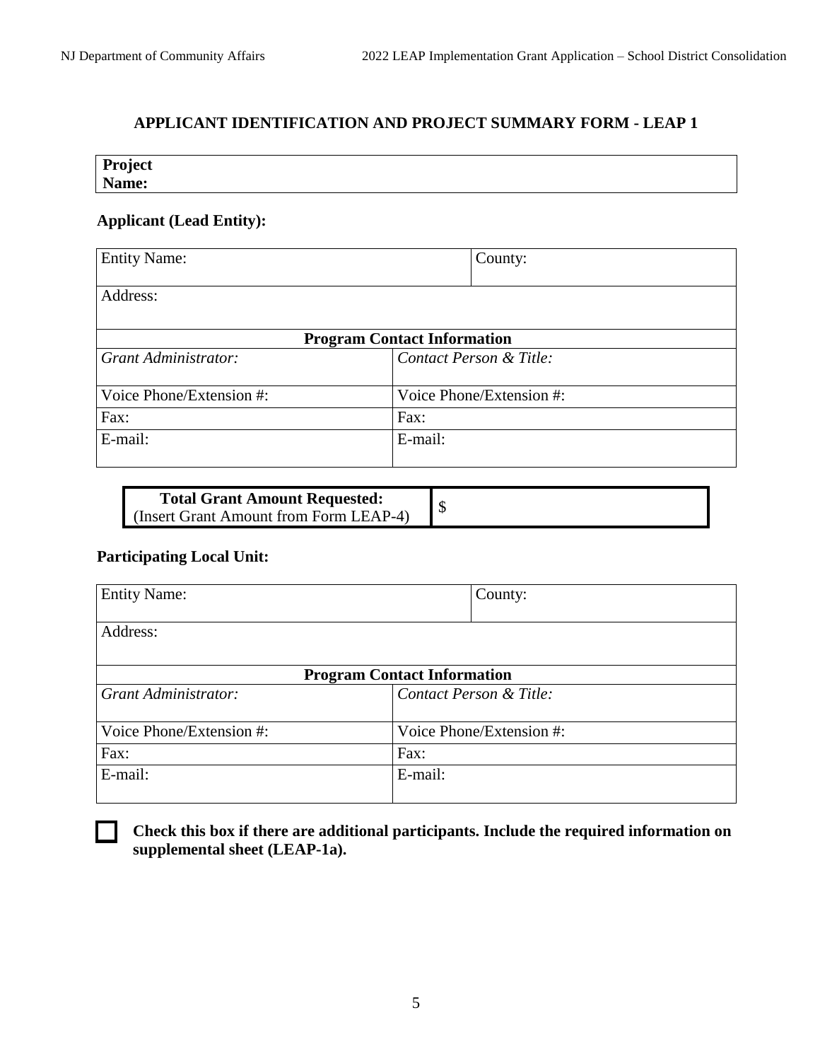## APPLICANT IDENTIFICATION AND PROJECT SUMMARY FORM - LEAP 1

| **Project Name:** |
|---|

### Applicant (Lead Entity):

| Entity Name: | | County: |
|---|---|---|
| Address: | | |
| **Program Contact Information** | | |
| *Grant Administrator:* | *Contact Person & Title:* | |
| Voice Phone/Extension #: | Voice Phone/Extension #: | |
| Fax: | Fax: | |
| E-mail: | E-mail: | |

| **Total Grant Amount Requested:** (Insert Grant Amount from Form LEAP-4) | $ |
|---|---|

### Participating Local Unit:

| Entity Name: | | County: |
|---|---|---|
| Address: | | |
| **Program Contact Information** | | |
| *Grant Administrator:* | *Contact Person & Title:* | |
| Voice Phone/Extension #: | Voice Phone/Extension #: | |
| Fax: | Fax: | |
| E-mail: | E-mail: | |

☐ **Check this box if there are additional participants. Include the required information on supplemental sheet (LEAP-1a).**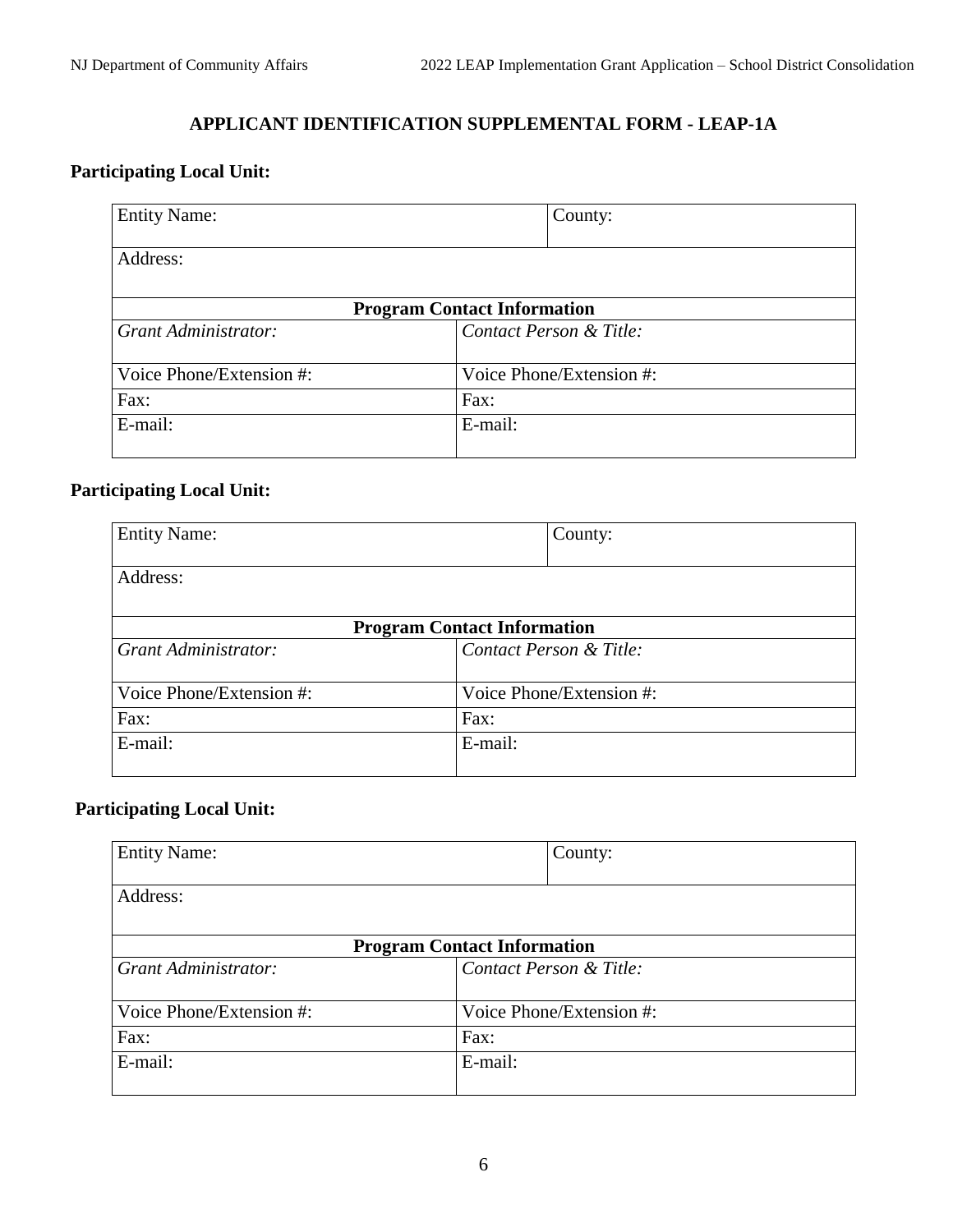## APPLICANT IDENTIFICATION SUPPLEMENTAL FORM - LEAP-1A

**Participating Local Unit:**

| Entity Name: | County: |
|---|---|
| Address: | |
| **Program Contact Information** | |
| *Grant Administrator:* | *Contact Person & Title:* |
| Voice Phone/Extension #: | Voice Phone/Extension #: |
| Fax: | Fax: |
| E-mail: | E-mail: |

**Participating Local Unit:**

| Entity Name: | County: |
|---|---|
| Address: | |
| **Program Contact Information** | |
| *Grant Administrator:* | *Contact Person & Title:* |
| Voice Phone/Extension #: | Voice Phone/Extension #: |
| Fax: | Fax: |
| E-mail: | E-mail: |

**Participating Local Unit:**

| Entity Name: | County: |
|---|---|
| Address: | |
| **Program Contact Information** | |
| *Grant Administrator:* | *Contact Person & Title:* |
| Voice Phone/Extension #: | Voice Phone/Extension #: |
| Fax: | Fax: |
| E-mail: | E-mail: |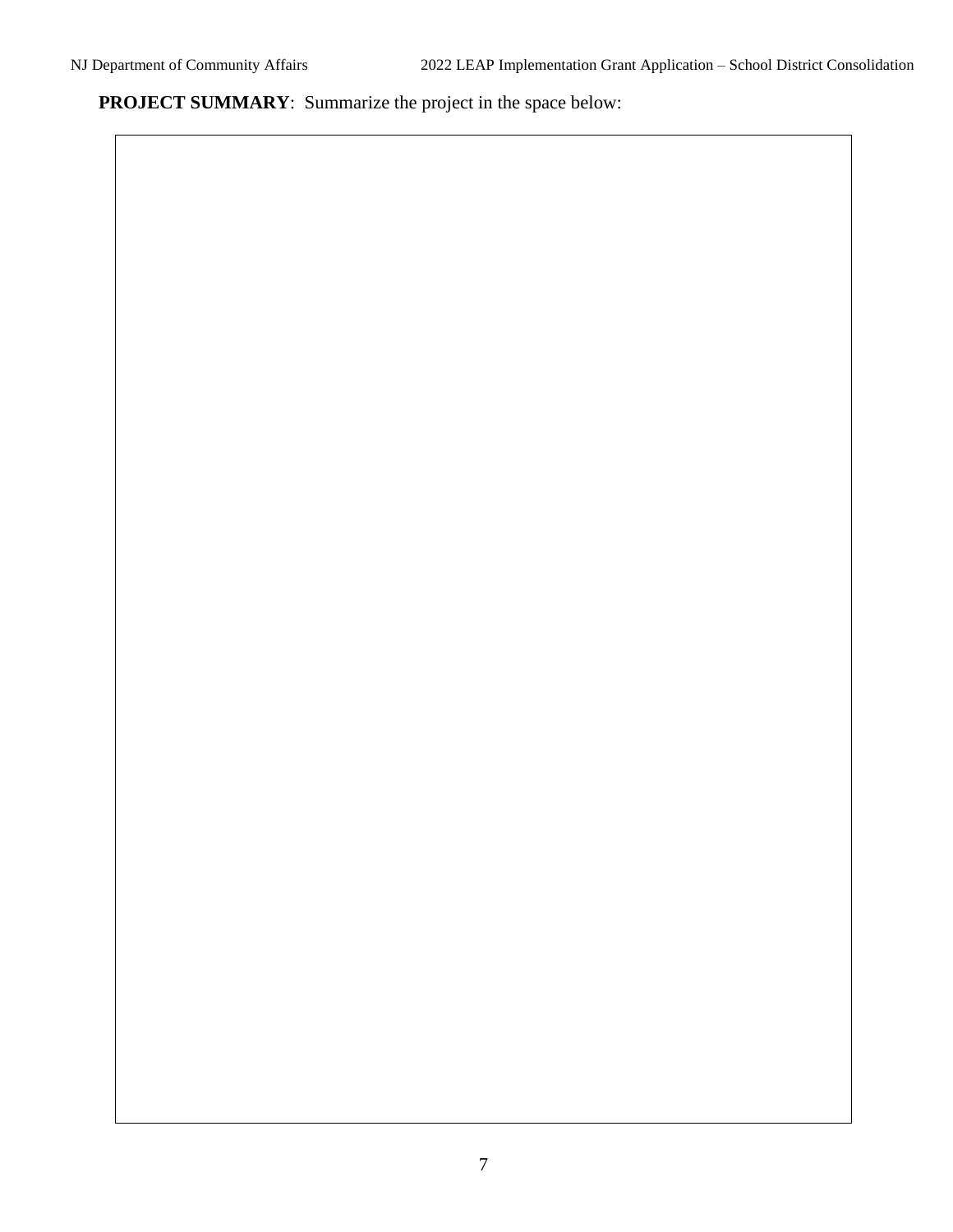**PROJECT SUMMARY**: Summarize the project in the space below: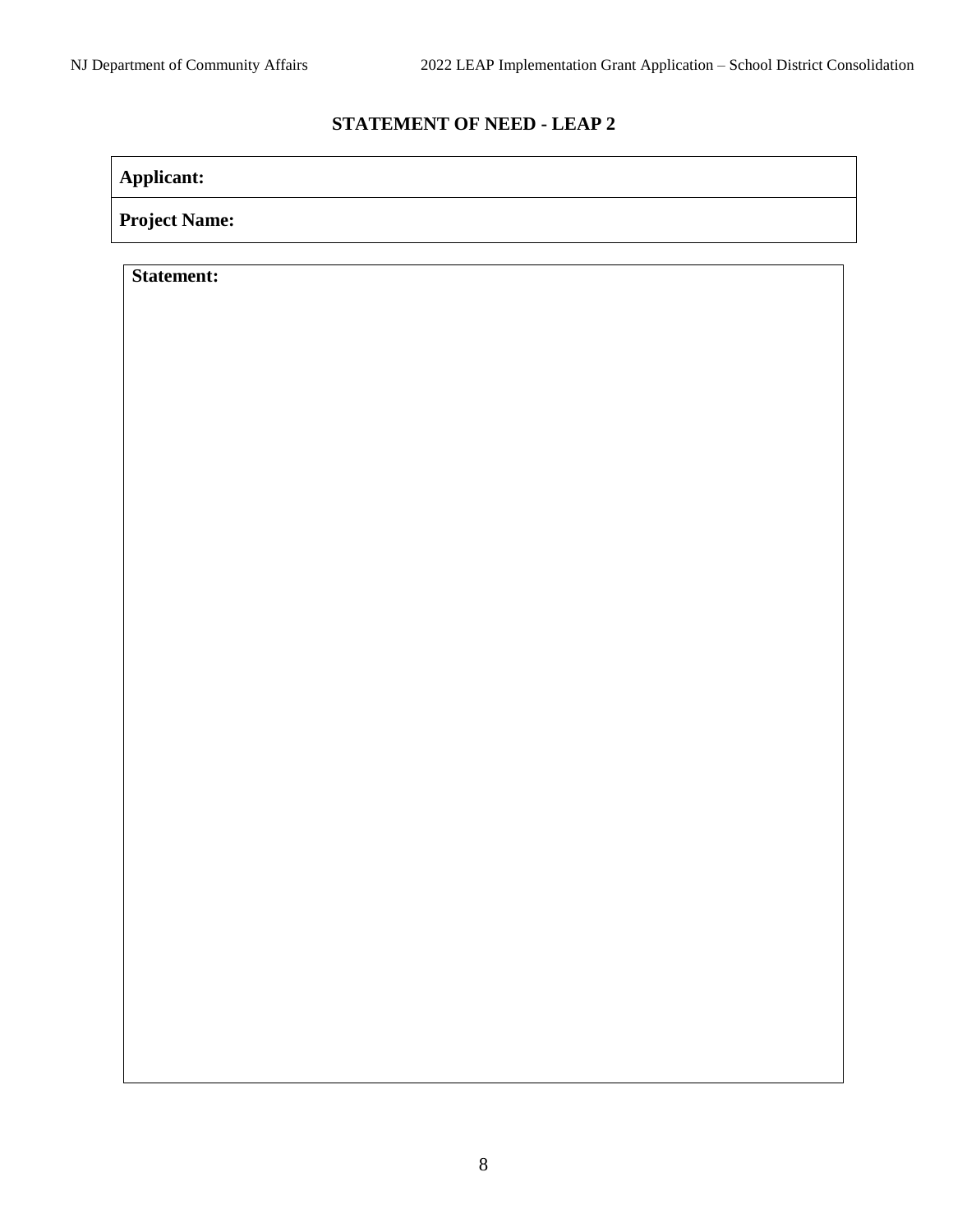## STATEMENT OF NEED - LEAP 2

| **Applicant:** |
| --- |
| **Project Name:** |

| **Statement:** |
| --- |
| |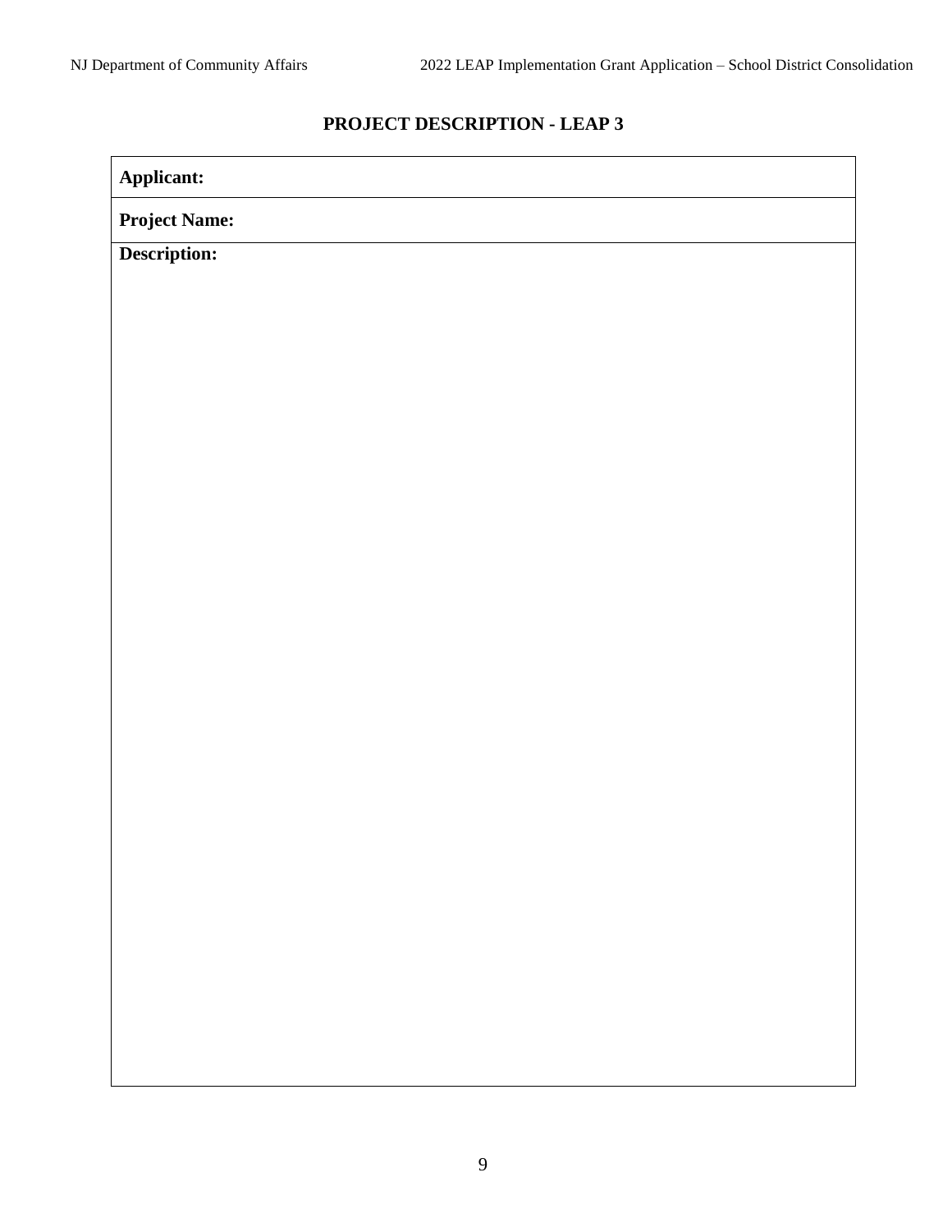## PROJECT DESCRIPTION - LEAP 3

| **Applicant:** |
|---|
| **Project Name:** |
| **Description:** |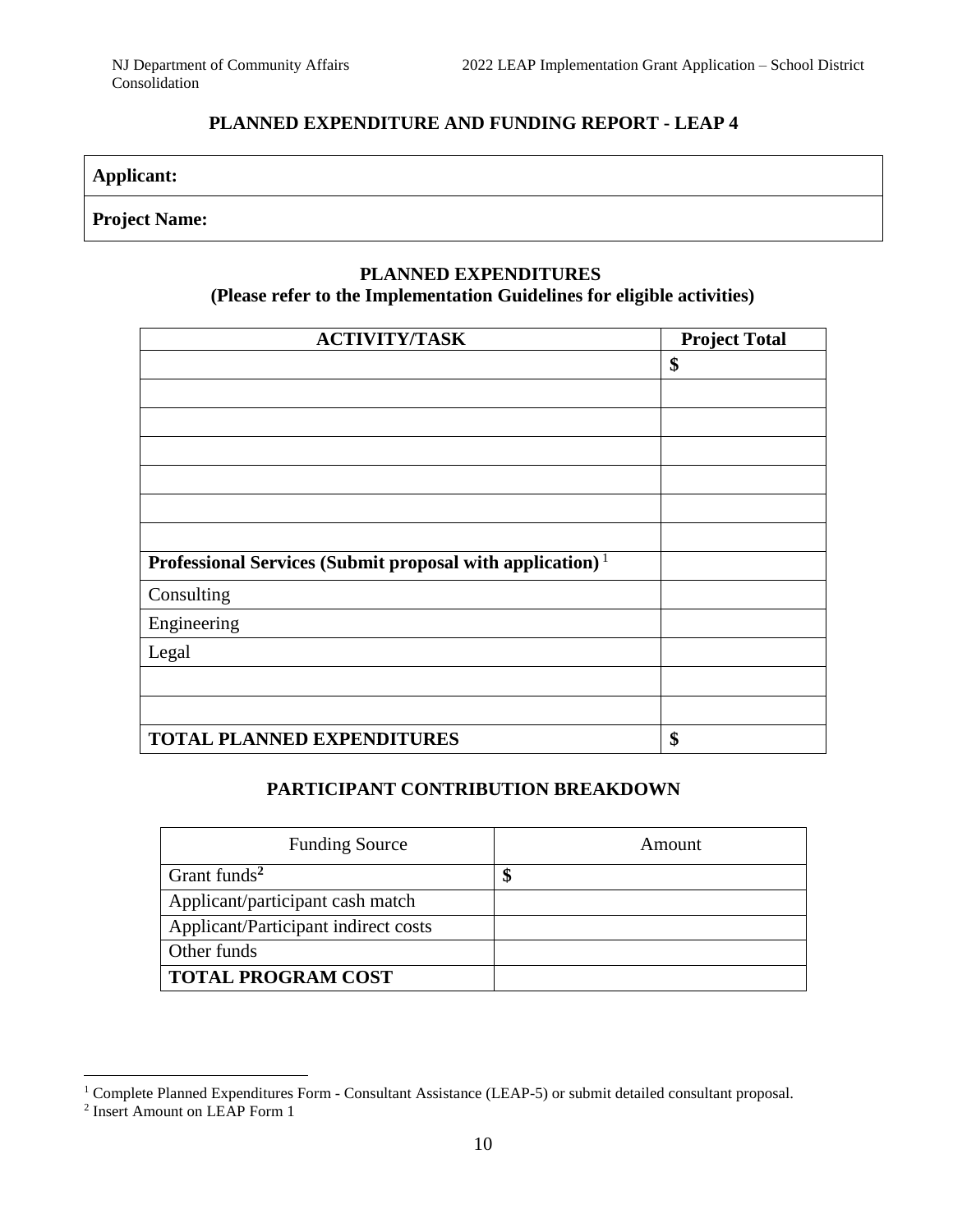## PLANNED EXPENDITURE AND FUNDING REPORT - LEAP 4

| **Applicant:** |
|---|
| **Project Name:** |

### PLANNED EXPENDITURES
### (Please refer to the Implementation Guidelines for eligible activities)

| **ACTIVITY/TASK** | **Project Total** |
|---|---|
| | **$** |
| | |
| | |
| | |
| | |
| | |
| | |
| **Professional Services (Submit proposal with application)** [1] | |
| Consulting | |
| Engineering | |
| Legal | |
| | |
| | |
| **TOTAL PLANNED EXPENDITURES** | **$** |

### PARTICIPANT CONTRIBUTION BREAKDOWN

| Funding Source | Amount |
|---|---|
| Grant funds[2] | **$** |
| Applicant/participant cash match | |
| Applicant/Participant indirect costs | |
| Other funds | |
| **TOTAL PROGRAM COST** | |

[1] Complete Planned Expenditures Form - Consultant Assistance (LEAP-5) or submit detailed consultant proposal.

[2] Insert Amount on LEAP Form 1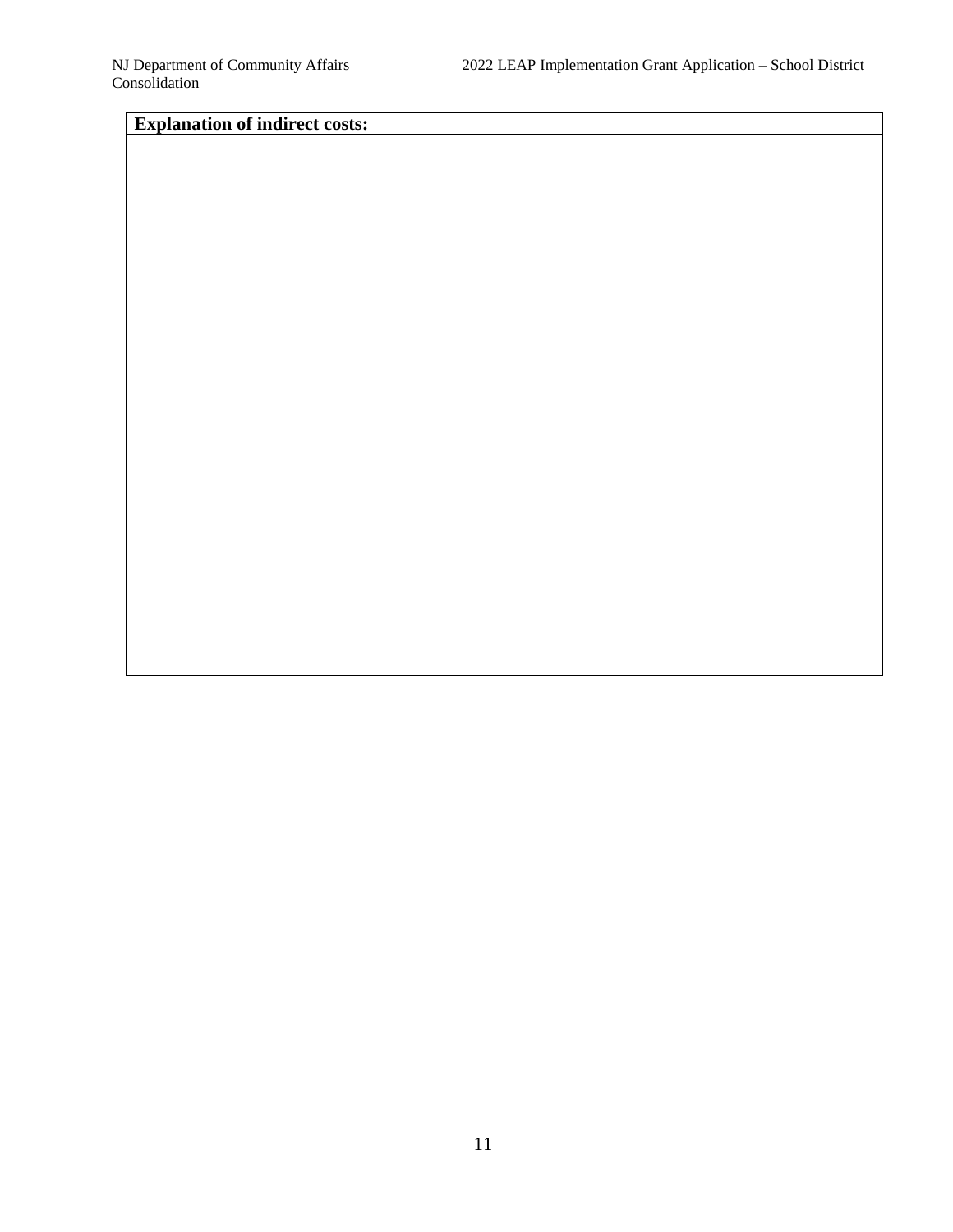| Explanation of indirect costs: |
| --- |
| |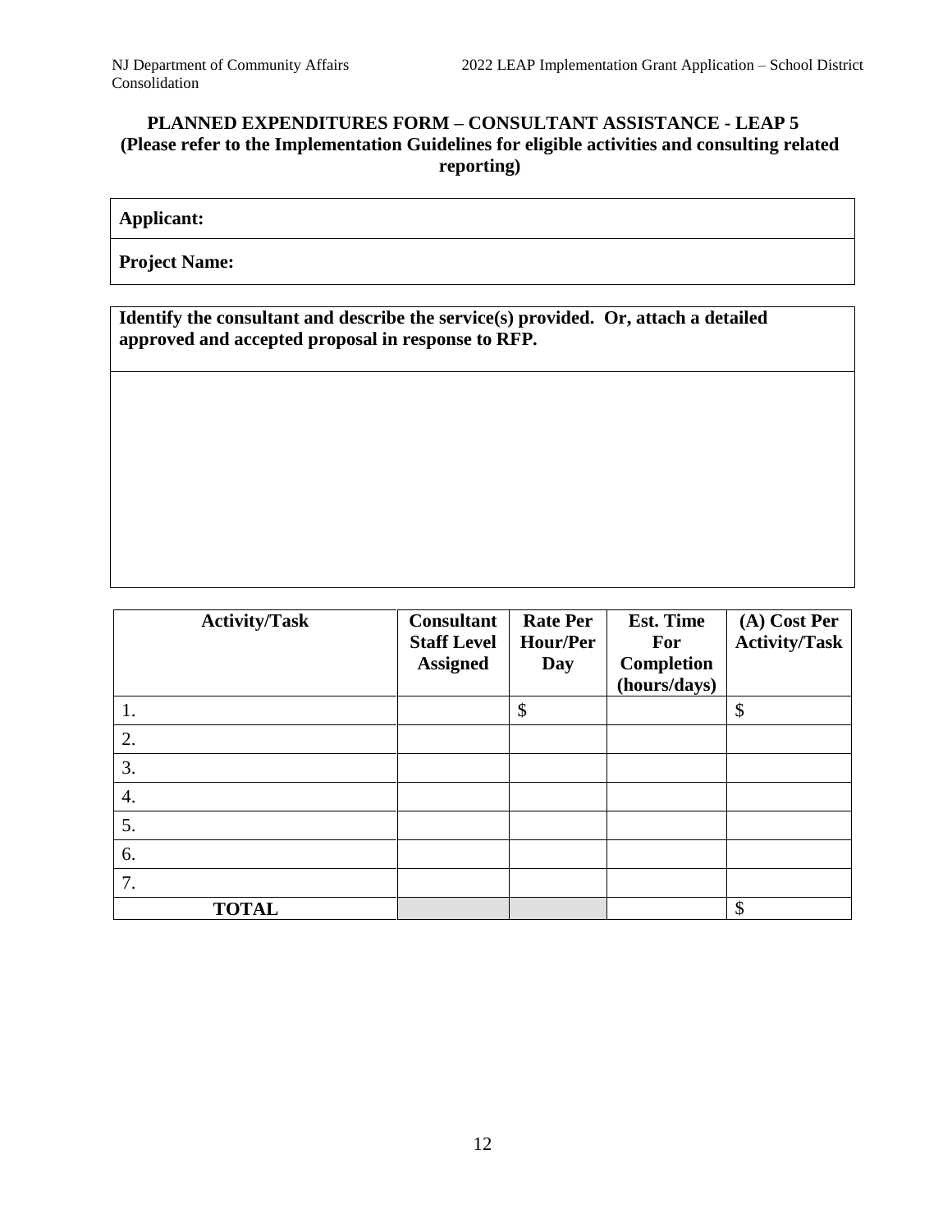## PLANNED EXPENDITURES FORM – CONSULTANT ASSISTANCE - LEAP 5
**(Please refer to the Implementation Guidelines for eligible activities and consulting related reporting)**

| **Applicant:** |
|---|
| **Project Name:** |

| **Identify the consultant and describe the service(s) provided. Or, attach a detailed approved and accepted proposal in response to RFP.** |
|---|
| |

| Activity/Task | Consultant Staff Level Assigned | Rate Per Hour/Per Day | Est. Time For Completion (hours/days) | (A) Cost Per Activity/Task |
|---|---|---|---|---|
| 1. | | $ | | $ |
| 2. | | | | |
| 3. | | | | |
| 4. | | | | |
| 5. | | | | |
| 6. | | | | |
| 7. | | | | |
| **TOTAL** | | | | $ |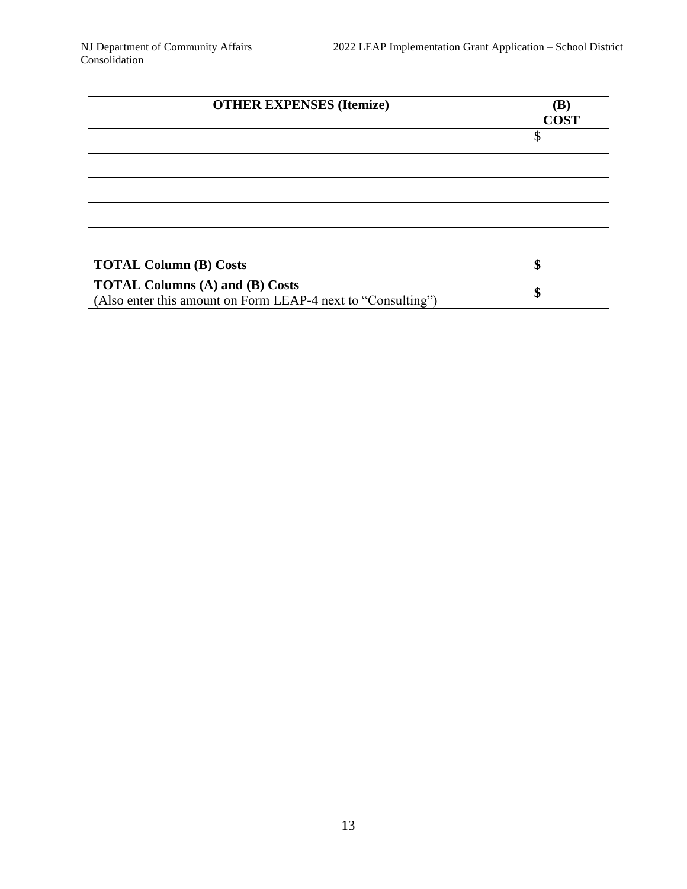| OTHER EXPENSES (Itemize) | (B) COST |
| --- | --- |
| | $ |
| | |
| | |
| | |
| | |
| **TOTAL Column (B) Costs** | **$** |
| **TOTAL Columns (A) and (B) Costs** (Also enter this amount on Form LEAP-4 next to "Consulting") | **$** |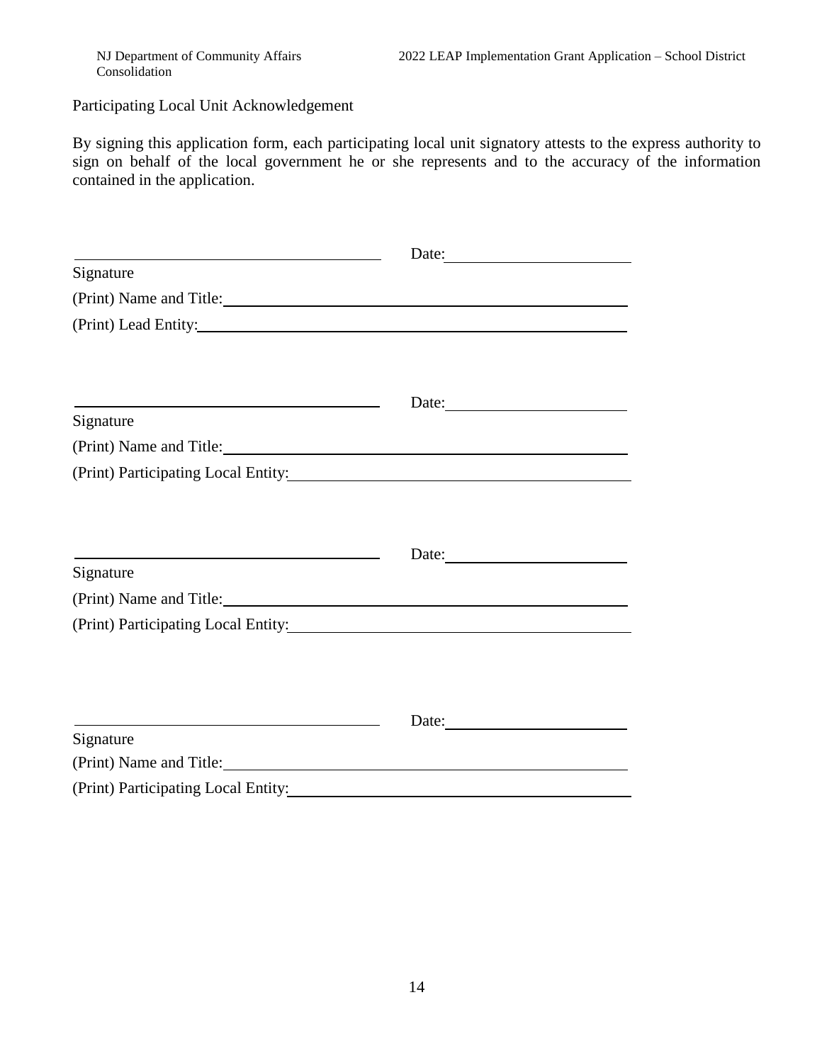Participating Local Unit Acknowledgement

By signing this application form, each participating local unit signatory attests to the express authority to sign on behalf of the local government he or she represents and to the accuracy of the information contained in the application.

\_\_\_\_\_\_\_\_\_\_\_\_\_\_\_\_\_\_\_\_\_\_\_\_\_\_\_\_\_\_\_\_\_\_\_\_ Date: \_\_\_\_\_\_\_\_\_\_\_\_\_\_\_\_\_\_\_\_

Signature

(Print) Name and Title: \_\_\_\_\_\_\_\_\_\_\_\_\_\_\_\_\_\_\_\_\_\_\_\_\_\_\_\_\_\_\_\_\_\_\_\_\_\_\_\_\_\_\_\_

(Print) Lead Entity: \_\_\_\_\_\_\_\_\_\_\_\_\_\_\_\_\_\_\_\_\_\_\_\_\_\_\_\_\_\_\_\_\_\_\_\_\_\_\_\_\_\_\_\_\_\_\_\_

\_\_\_\_\_\_\_\_\_\_\_\_\_\_\_\_\_\_\_\_\_\_\_\_\_\_\_\_\_\_\_\_\_\_\_\_ Date: \_\_\_\_\_\_\_\_\_\_\_\_\_\_\_\_\_\_\_\_

Signature

(Print) Name and Title: \_\_\_\_\_\_\_\_\_\_\_\_\_\_\_\_\_\_\_\_\_\_\_\_\_\_\_\_\_\_\_\_\_\_\_\_\_\_\_\_\_\_\_\_

(Print) Participating Local Entity: \_\_\_\_\_\_\_\_\_\_\_\_\_\_\_\_\_\_\_\_\_\_\_\_\_\_\_\_\_\_\_\_\_\_\_\_\_\_

\_\_\_\_\_\_\_\_\_\_\_\_\_\_\_\_\_\_\_\_\_\_\_\_\_\_\_\_\_\_\_\_\_\_\_\_ Date: \_\_\_\_\_\_\_\_\_\_\_\_\_\_\_\_\_\_\_\_

Signature

(Print) Name and Title: \_\_\_\_\_\_\_\_\_\_\_\_\_\_\_\_\_\_\_\_\_\_\_\_\_\_\_\_\_\_\_\_\_\_\_\_\_\_\_\_\_\_\_\_

(Print) Participating Local Entity: \_\_\_\_\_\_\_\_\_\_\_\_\_\_\_\_\_\_\_\_\_\_\_\_\_\_\_\_\_\_\_\_\_\_\_\_\_\_

\_\_\_\_\_\_\_\_\_\_\_\_\_\_\_\_\_\_\_\_\_\_\_\_\_\_\_\_\_\_\_\_\_\_\_\_ Date: \_\_\_\_\_\_\_\_\_\_\_\_\_\_\_\_\_\_\_\_

Signature

(Print) Name and Title: \_\_\_\_\_\_\_\_\_\_\_\_\_\_\_\_\_\_\_\_\_\_\_\_\_\_\_\_\_\_\_\_\_\_\_\_\_\_\_\_\_\_\_\_

(Print) Participating Local Entity: \_\_\_\_\_\_\_\_\_\_\_\_\_\_\_\_\_\_\_\_\_\_\_\_\_\_\_\_\_\_\_\_\_\_\_\_\_\_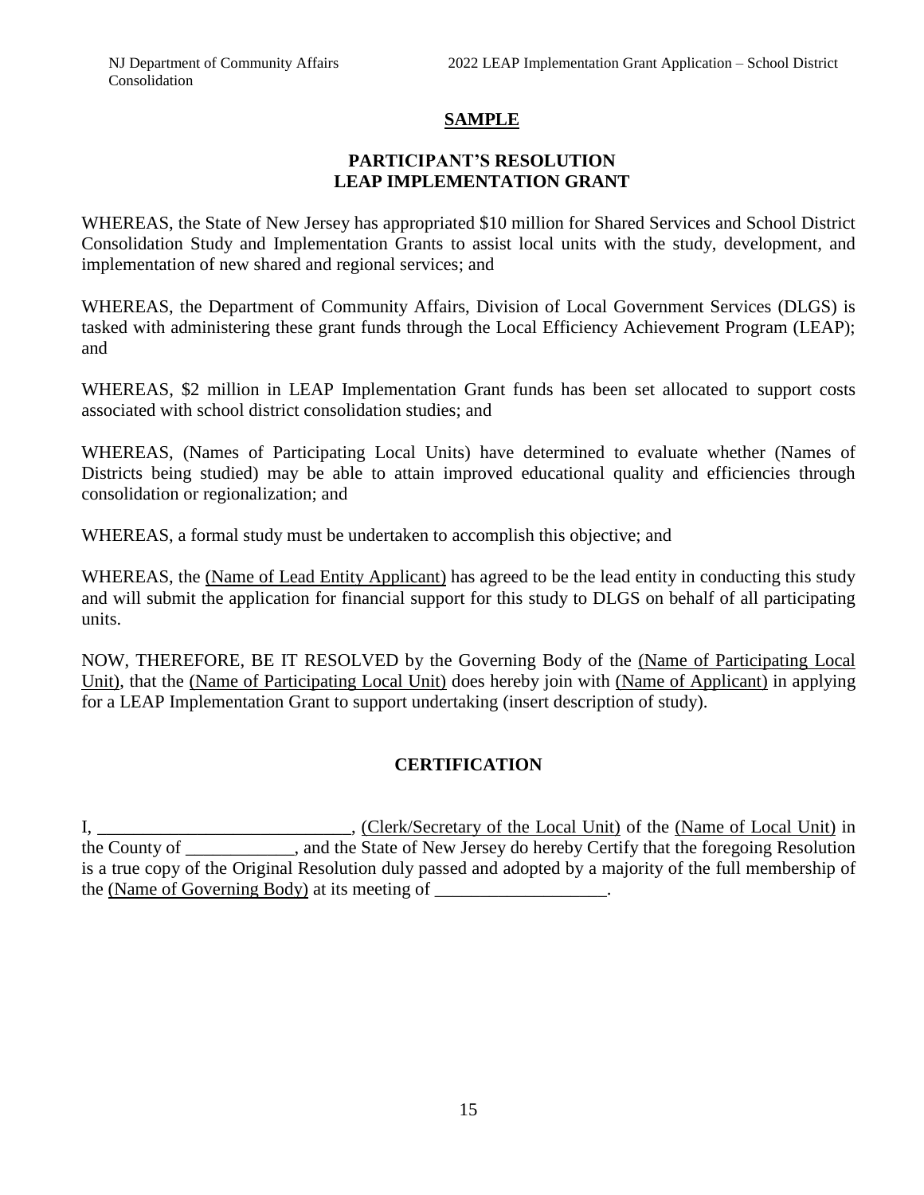**SAMPLE**

**PARTICIPANT'S RESOLUTION**
**LEAP IMPLEMENTATION GRANT**

WHEREAS, the State of New Jersey has appropriated $10 million for Shared Services and School District Consolidation Study and Implementation Grants to assist local units with the study, development, and implementation of new shared and regional services; and

WHEREAS, the Department of Community Affairs, Division of Local Government Services (DLGS) is tasked with administering these grant funds through the Local Efficiency Achievement Program (LEAP); and

WHEREAS, $2 million in LEAP Implementation Grant funds has been set allocated to support costs associated with school district consolidation studies; and

WHEREAS, (Names of Participating Local Units) have determined to evaluate whether (Names of Districts being studied) may be able to attain improved educational quality and efficiencies through consolidation or regionalization; and

WHEREAS, a formal study must be undertaken to accomplish this objective; and

WHEREAS, the (Name of Lead Entity Applicant) has agreed to be the lead entity in conducting this study and will submit the application for financial support for this study to DLGS on behalf of all participating units.

NOW, THEREFORE, BE IT RESOLVED by the Governing Body of the (Name of Participating Local Unit), that the (Name of Participating Local Unit) does hereby join with (Name of Applicant) in applying for a LEAP Implementation Grant to support undertaking (insert description of study).

**CERTIFICATION**

I, ____________________________, (Clerk/Secretary of the Local Unit) of the (Name of Local Unit) in the County of ____________, and the State of New Jersey do hereby Certify that the foregoing Resolution is a true copy of the Original Resolution duly passed and adopted by a majority of the full membership of the (Name of Governing Body) at its meeting of ___________________.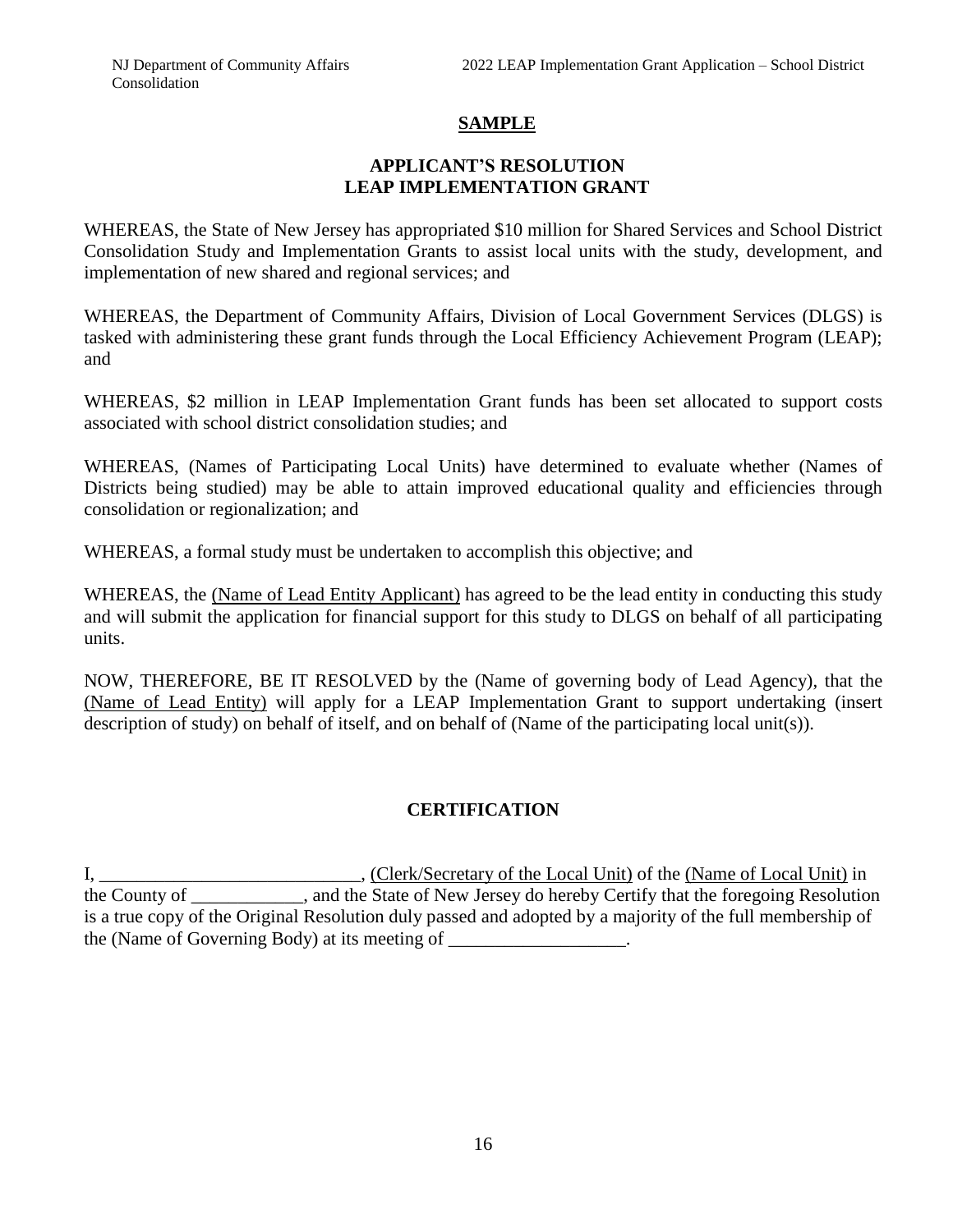**SAMPLE**

**APPLICANT'S RESOLUTION**
**LEAP IMPLEMENTATION GRANT**

WHEREAS, the State of New Jersey has appropriated $10 million for Shared Services and School District Consolidation Study and Implementation Grants to assist local units with the study, development, and implementation of new shared and regional services; and

WHEREAS, the Department of Community Affairs, Division of Local Government Services (DLGS) is tasked with administering these grant funds through the Local Efficiency Achievement Program (LEAP); and

WHEREAS, $2 million in LEAP Implementation Grant funds has been set allocated to support costs associated with school district consolidation studies; and

WHEREAS, (Names of Participating Local Units) have determined to evaluate whether (Names of Districts being studied) may be able to attain improved educational quality and efficiencies through consolidation or regionalization; and

WHEREAS, a formal study must be undertaken to accomplish this objective; and

WHEREAS, the (Name of Lead Entity Applicant) has agreed to be the lead entity in conducting this study and will submit the application for financial support for this study to DLGS on behalf of all participating units.

NOW, THEREFORE, BE IT RESOLVED by the (Name of governing body of Lead Agency), that the (Name of Lead Entity) will apply for a LEAP Implementation Grant to support undertaking (insert description of study) on behalf of itself, and on behalf of (Name of the participating local unit(s)).

**CERTIFICATION**

I, ____________________________, (Clerk/Secretary of the Local Unit) of the (Name of Local Unit) in the County of ____________, and the State of New Jersey do hereby Certify that the foregoing Resolution is a true copy of the Original Resolution duly passed and adopted by a majority of the full membership of the (Name of Governing Body) at its meeting of ___________________.